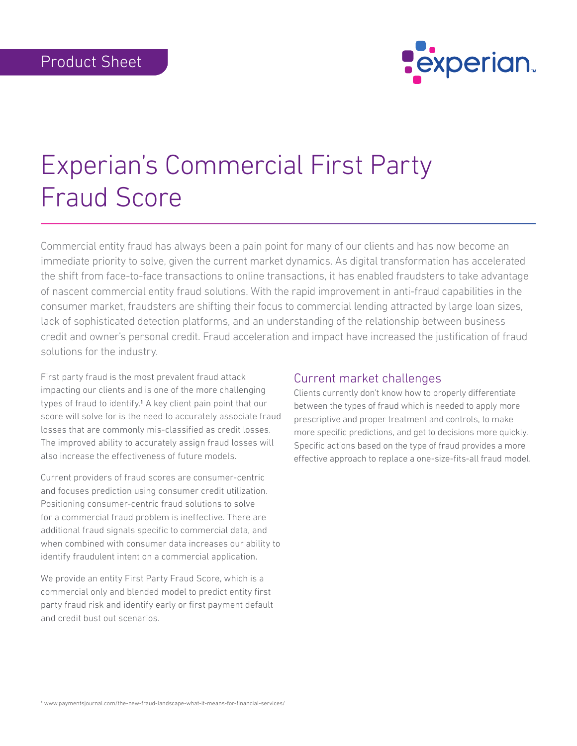Product Sheet

# Experian's Commercial First Party Fraud Score

Commercial entity fraud has always been a pain point for many of our clients and has now become an immediate priority to solve, given the current market dynamics. As digital transformation has accelerated the shift from face-to-face transactions to online transactions, it has enabled fraudsters to take advantage of nascent commercial entity fraud solutions. With the rapid improvement in anti-fraud capabilities in the consumer market, fraudsters are shifting their focus to commercial lending attracted by large loan sizes, lack of sophisticated detection platforms, and an understanding of the relationship between business credit and owner's personal credit. Fraud acceleration and impact have increased the justification of fraud solutions for the industry.

First party fraud is the most prevalent fraud attack impacting our clients and is one of the more challenging types of fraud to identify.[1] A key client pain point that our score will solve for is the need to accurately associate fraud losses that are commonly mis-classified as credit losses. The improved ability to accurately assign fraud losses will also increase the effectiveness of future models.

Current providers of fraud scores are consumer-centric and focuses prediction using consumer credit utilization. Positioning consumer-centric fraud solutions to solve for a commercial fraud problem is ineffective. There are additional fraud signals specific to commercial data, and when combined with consumer data increases our ability to identify fraudulent intent on a commercial application.

We provide an entity First Party Fraud Score, which is a commercial only and blended model to predict entity first party fraud risk and identify early or first payment default and credit bust out scenarios.

## Current market challenges

Clients currently don't know how to properly differentiate between the types of fraud which is needed to apply more prescriptive and proper treatment and controls, to make more specific predictions, and get to decisions more quickly. Specific actions based on the type of fraud provides a more effective approach to replace a one-size-fits-all fraud model.

[1] www.paymentsjournal.com/the-new-fraud-landscape-what-it-means-for-financial-services/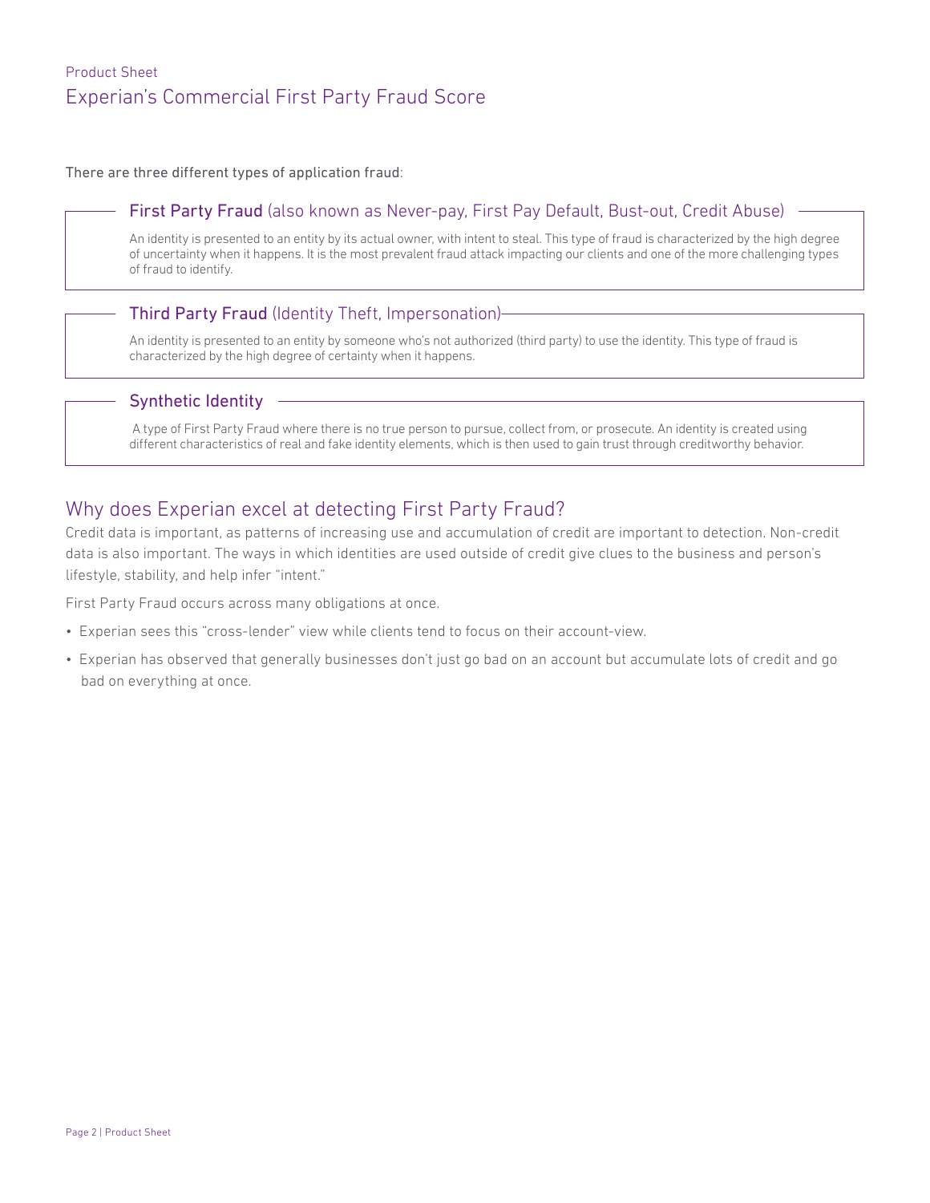Product Sheet

# Experian's Commercial First Party Fraud Score

There are three different types of application fraud:

### First Party Fraud (also known as Never-pay, First Pay Default, Bust-out, Credit Abuse)

An identity is presented to an entity by its actual owner, with intent to steal. This type of fraud is characterized by the high degree of uncertainty when it happens. It is the most prevalent fraud attack impacting our clients and one of the more challenging types of fraud to identify.

### Third Party Fraud (Identity Theft, Impersonation)

An identity is presented to an entity by someone who's not authorized (third party) to use the identity. This type of fraud is characterized by the high degree of certainty when it happens.

### Synthetic Identity

A type of First Party Fraud where there is no true person to pursue, collect from, or prosecute. An identity is created using different characteristics of real and fake identity elements, which is then used to gain trust through creditworthy behavior.

## Why does Experian excel at detecting First Party Fraud?

Credit data is important, as patterns of increasing use and accumulation of credit are important to detection. Non-credit data is also important. The ways in which identities are used outside of credit give clues to the business and person's lifestyle, stability, and help infer "intent."

First Party Fraud occurs across many obligations at once.

- Experian sees this "cross-lender" view while clients tend to focus on their account-view.
- Experian has observed that generally businesses don't just go bad on an account but accumulate lots of credit and go bad on everything at once.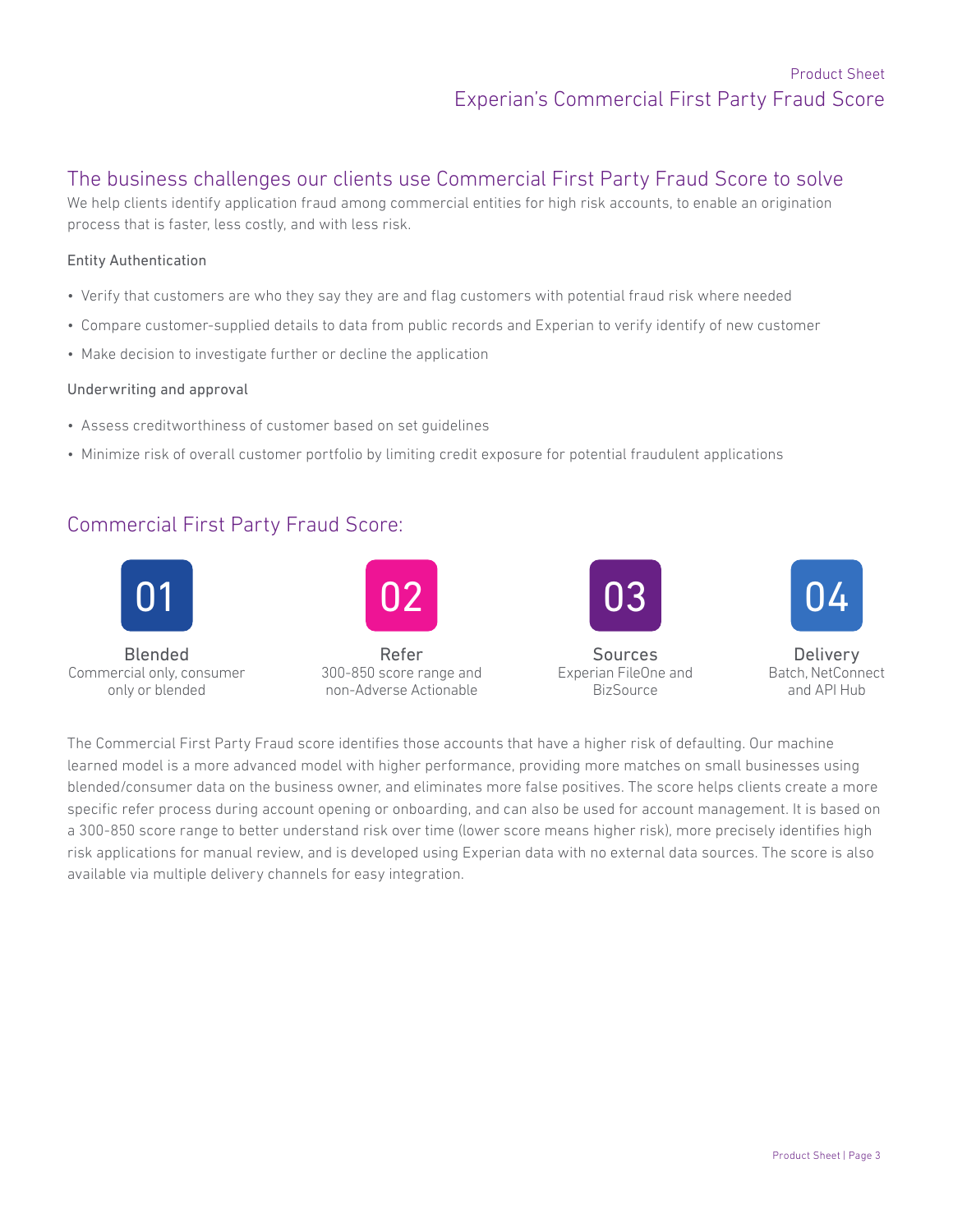## The business challenges our clients use Commercial First Party Fraud Score to solve

We help clients identify application fraud among commercial entities for high risk accounts, to enable an origination process that is faster, less costly, and with less risk.

### Entity Authentication

- Verify that customers are who they say they are and flag customers with potential fraud risk where needed
- Compare customer-supplied details to data from public records and Experian to verify identify of new customer
- Make decision to investigate further or decline the application

### Underwriting and approval

- Assess creditworthiness of customer based on set guidelines
- Minimize risk of overall customer portfolio by limiting credit exposure for potential fraudulent applications

## Commercial First Party Fraud Score:

**01**
**Blended**
Commercial only, consumer only or blended

**02**
**Refer**
300-850 score range and non-Adverse Actionable

**03**
**Sources**
Experian FileOne and BizSource

**04**
**Delivery**
Batch, NetConnect and API Hub

The Commercial First Party Fraud score identifies those accounts that have a higher risk of defaulting. Our machine learned model is a more advanced model with higher performance, providing more matches on small businesses using blended/consumer data on the business owner, and eliminates more false positives. The score helps clients create a more specific refer process during account opening or onboarding, and can also be used for account management. It is based on a 300-850 score range to better understand risk over time (lower score means higher risk), more precisely identifies high risk applications for manual review, and is developed using Experian data with no external data sources. The score is also available via multiple delivery channels for easy integration.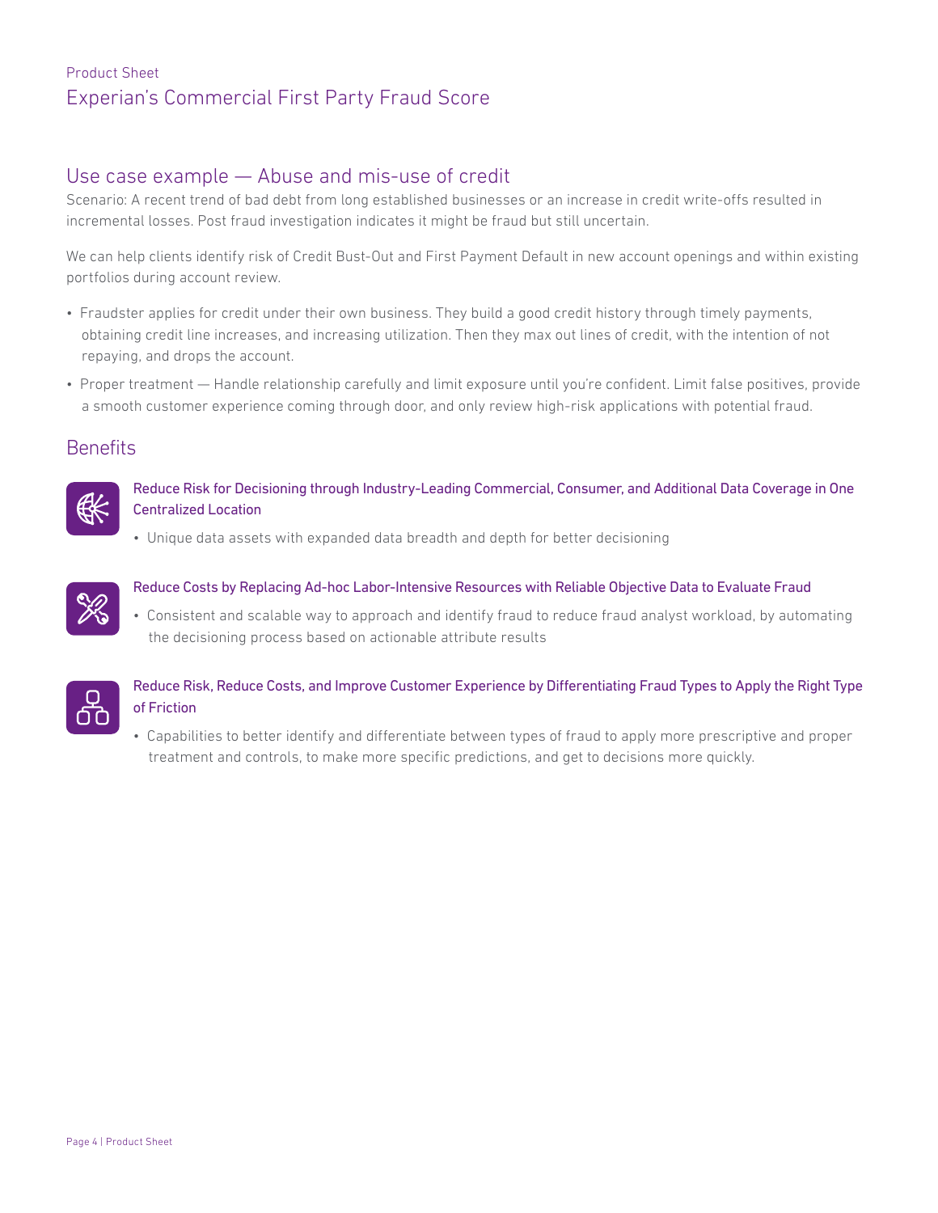## Use case example — Abuse and mis-use of credit

Scenario: A recent trend of bad debt from long established businesses or an increase in credit write-offs resulted in incremental losses. Post fraud investigation indicates it might be fraud but still uncertain.

We can help clients identify risk of Credit Bust-Out and First Payment Default in new account openings and within existing portfolios during account review.

- Fraudster applies for credit under their own business. They build a good credit history through timely payments, obtaining credit line increases, and increasing utilization. Then they max out lines of credit, with the intention of not repaying, and drops the account.
- Proper treatment — Handle relationship carefully and limit exposure until you're confident. Limit false positives, provide a smooth customer experience coming through door, and only review high-risk applications with potential fraud.

## Benefits

### Reduce Risk for Decisioning through Industry-Leading Commercial, Consumer, and Additional Data Coverage in One Centralized Location

- Unique data assets with expanded data breadth and depth for better decisioning

### Reduce Costs by Replacing Ad-hoc Labor-Intensive Resources with Reliable Objective Data to Evaluate Fraud

- Consistent and scalable way to approach and identify fraud to reduce fraud analyst workload, by automating the decisioning process based on actionable attribute results

### Reduce Risk, Reduce Costs, and Improve Customer Experience by Differentiating Fraud Types to Apply the Right Type of Friction

- Capabilities to better identify and differentiate between types of fraud to apply more prescriptive and proper treatment and controls, to make more specific predictions, and get to decisions more quickly.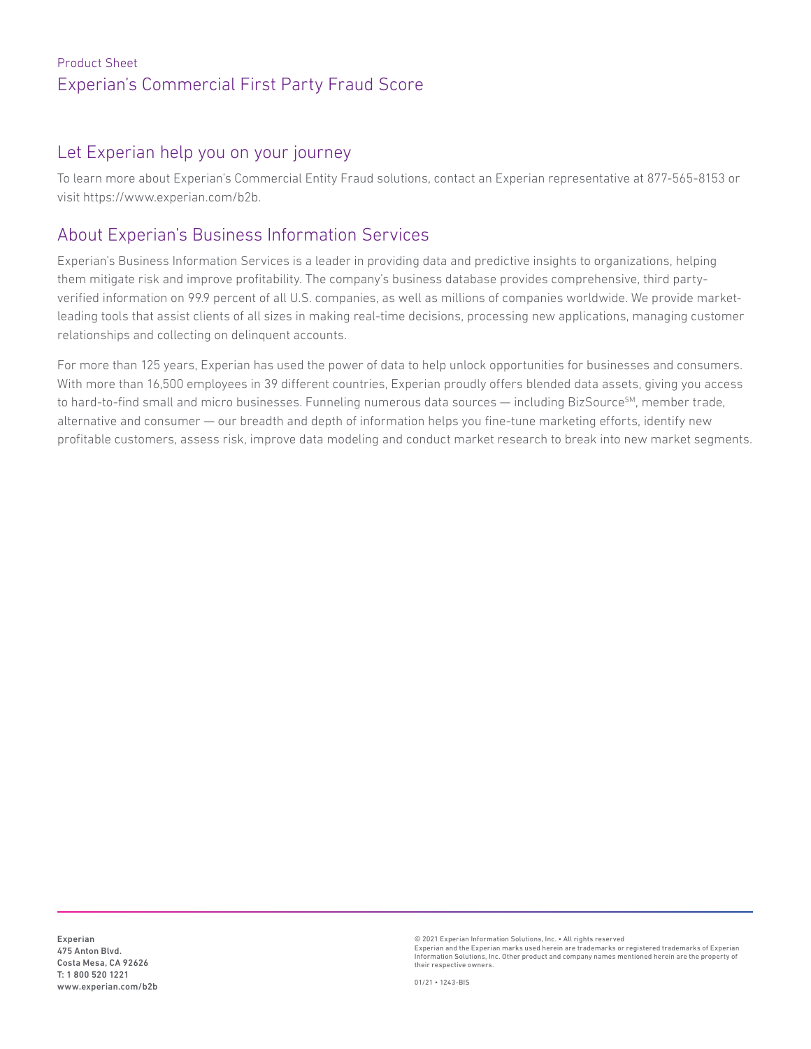## Let Experian help you on your journey

To learn more about Experian's Commercial Entity Fraud solutions, contact an Experian representative at 877-565-8153 or visit https://www.experian.com/b2b.

## About Experian's Business Information Services

Experian's Business Information Services is a leader in providing data and predictive insights to organizations, helping them mitigate risk and improve profitability. The company's business database provides comprehensive, third party-verified information on 99.9 percent of all U.S. companies, as well as millions of companies worldwide. We provide market-leading tools that assist clients of all sizes in making real-time decisions, processing new applications, managing customer relationships and collecting on delinquent accounts.

For more than 125 years, Experian has used the power of data to help unlock opportunities for businesses and consumers. With more than 16,500 employees in 39 different countries, Experian proudly offers blended data assets, giving you access to hard-to-find small and micro businesses. Funneling numerous data sources — including BizSource℠, member trade, alternative and consumer — our breadth and depth of information helps you fine-tune marketing efforts, identify new profitable customers, assess risk, improve data modeling and conduct market research to break into new market segments.

Experian
475 Anton Blvd.
Costa Mesa, CA 92626
T: 1 800 520 1221
www.experian.com/b2b

© 2021 Experian Information Solutions, Inc. • All rights reserved
Experian and the Experian marks used herein are trademarks or registered trademarks of Experian Information Solutions, Inc. Other product and company names mentioned herein are the property of their respective owners.

01/21 • 1243-BIS